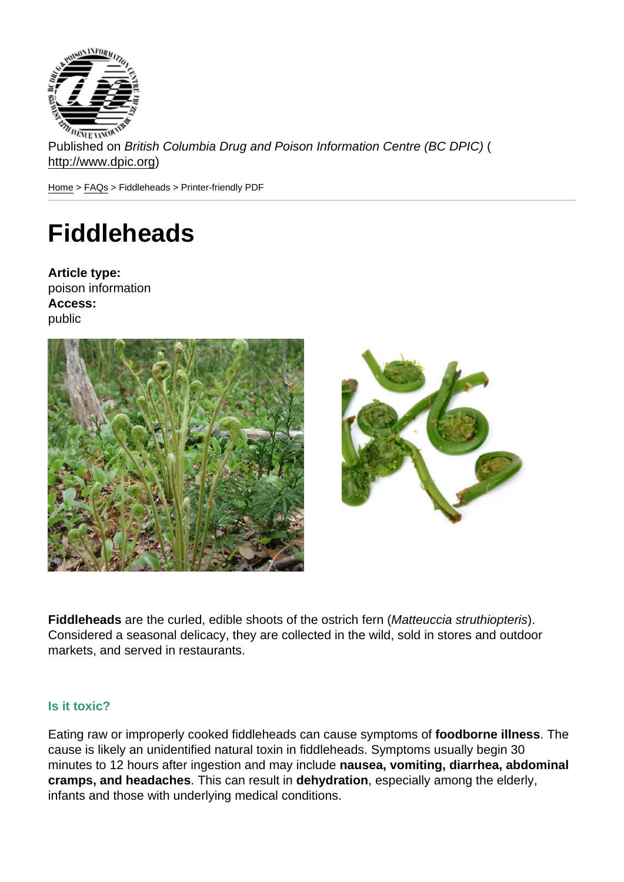Published on *British Columbia Drug and Poison Information Centre (BC DPIC)* (http://www.dpic.org)

Home > FAQs > Fiddleheads > Printer-friendly PDF

# Fiddleheads

**Article type:**
poison information
**Access:**
public

**Fiddleheads** are the curled, edible shoots of the ostrich fern (*Matteuccia struthiopteris*). Considered a seasonal delicacy, they are collected in the wild, sold in stores and outdoor markets, and served in restaurants.

### Is it toxic?

Eating raw or improperly cooked fiddleheads can cause symptoms of **foodborne illness**. The cause is likely an unidentified natural toxin in fiddleheads. Symptoms usually begin 30 minutes to 12 hours after ingestion and may include **nausea, vomiting, diarrhea, abdominal cramps, and headaches**. This can result in **dehydration**, especially among the elderly, infants and those with underlying medical conditions.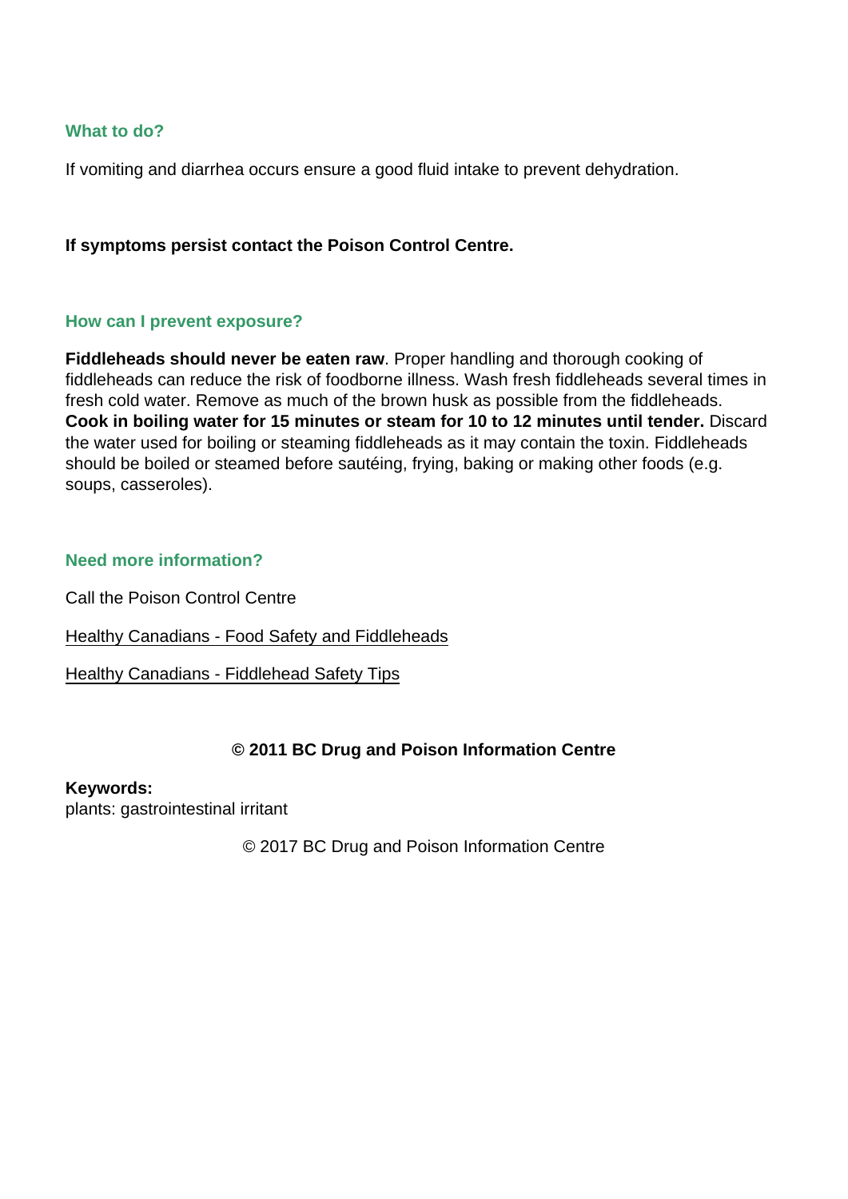### What to do?

If vomiting and diarrhea occurs ensure a good fluid intake to prevent dehydration.

**If symptoms persist contact the Poison Control Centre.**

### How can I prevent exposure?

**Fiddleheads should never be eaten raw**. Proper handling and thorough cooking of fiddleheads can reduce the risk of foodborne illness. Wash fresh fiddleheads several times in fresh cold water. Remove as much of the brown husk as possible from the fiddleheads. **Cook in boiling water for 15 minutes or steam for 10 to 12 minutes until tender.** Discard the water used for boiling or steaming fiddleheads as it may contain the toxin. Fiddleheads should be boiled or steamed before sautéing, frying, baking or making other foods (e.g. soups, casseroles).

### Need more information?

Call the Poison Control Centre

Healthy Canadians - Food Safety and Fiddleheads

Healthy Canadians - Fiddlehead Safety Tips

**© 2011 BC Drug and Poison Information Centre**

**Keywords:**
plants: gastrointestinal irritant

© 2017 BC Drug and Poison Information Centre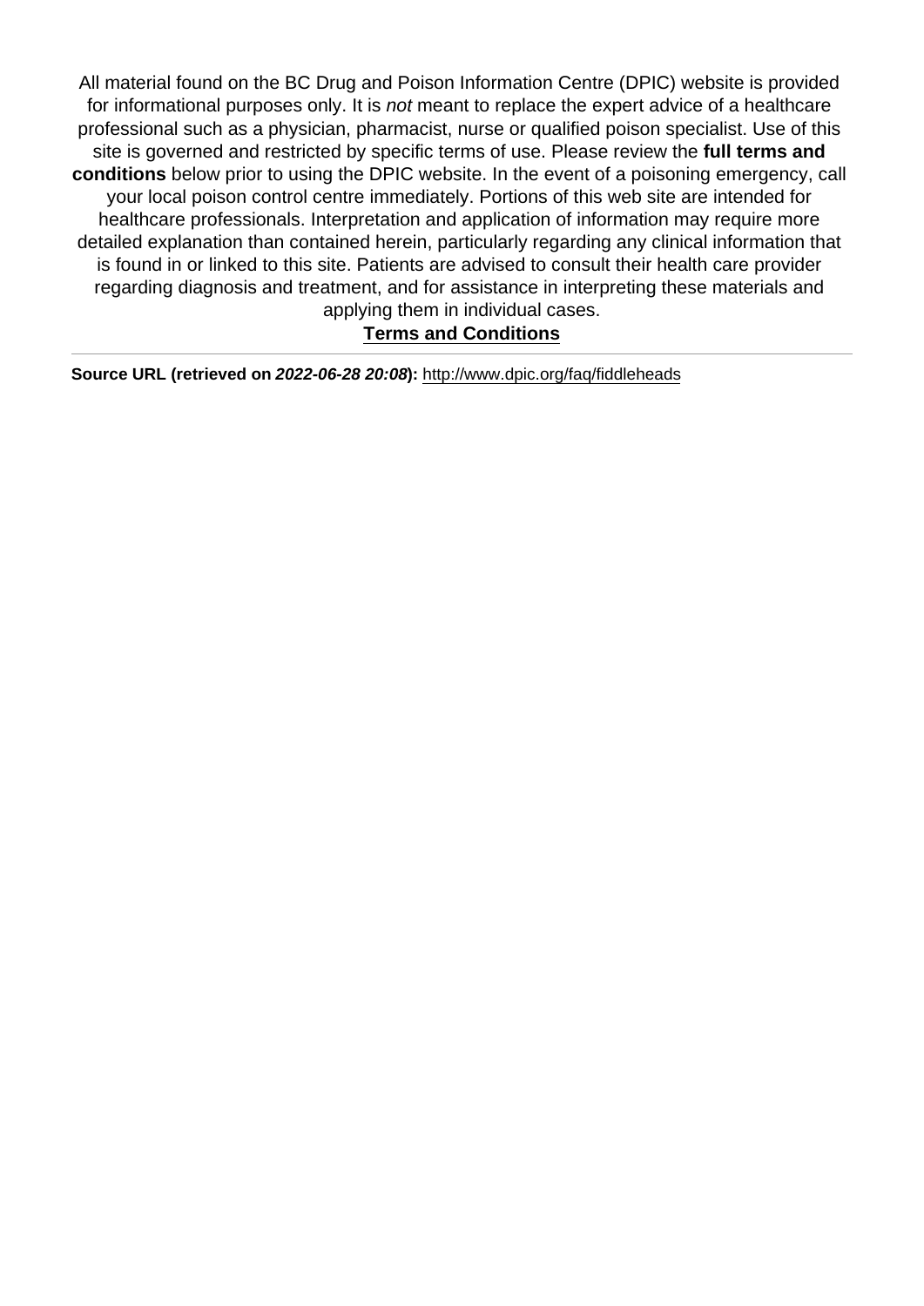All material found on the BC Drug and Poison Information Centre (DPIC) website is provided for informational purposes only. It is *not* meant to replace the expert advice of a healthcare professional such as a physician, pharmacist, nurse or qualified poison specialist. Use of this site is governed and restricted by specific terms of use. Please review the **full terms and conditions** below prior to using the DPIC website. In the event of a poisoning emergency, call your local poison control centre immediately. Portions of this web site are intended for healthcare professionals. Interpretation and application of information may require more detailed explanation than contained herein, particularly regarding any clinical information that is found in or linked to this site. Patients are advised to consult their health care provider regarding diagnosis and treatment, and for assistance in interpreting these materials and applying them in individual cases.

**Terms and Conditions**

---

**Source URL (retrieved on *2022-06-28 20:08*):** http://www.dpic.org/faq/fiddleheads